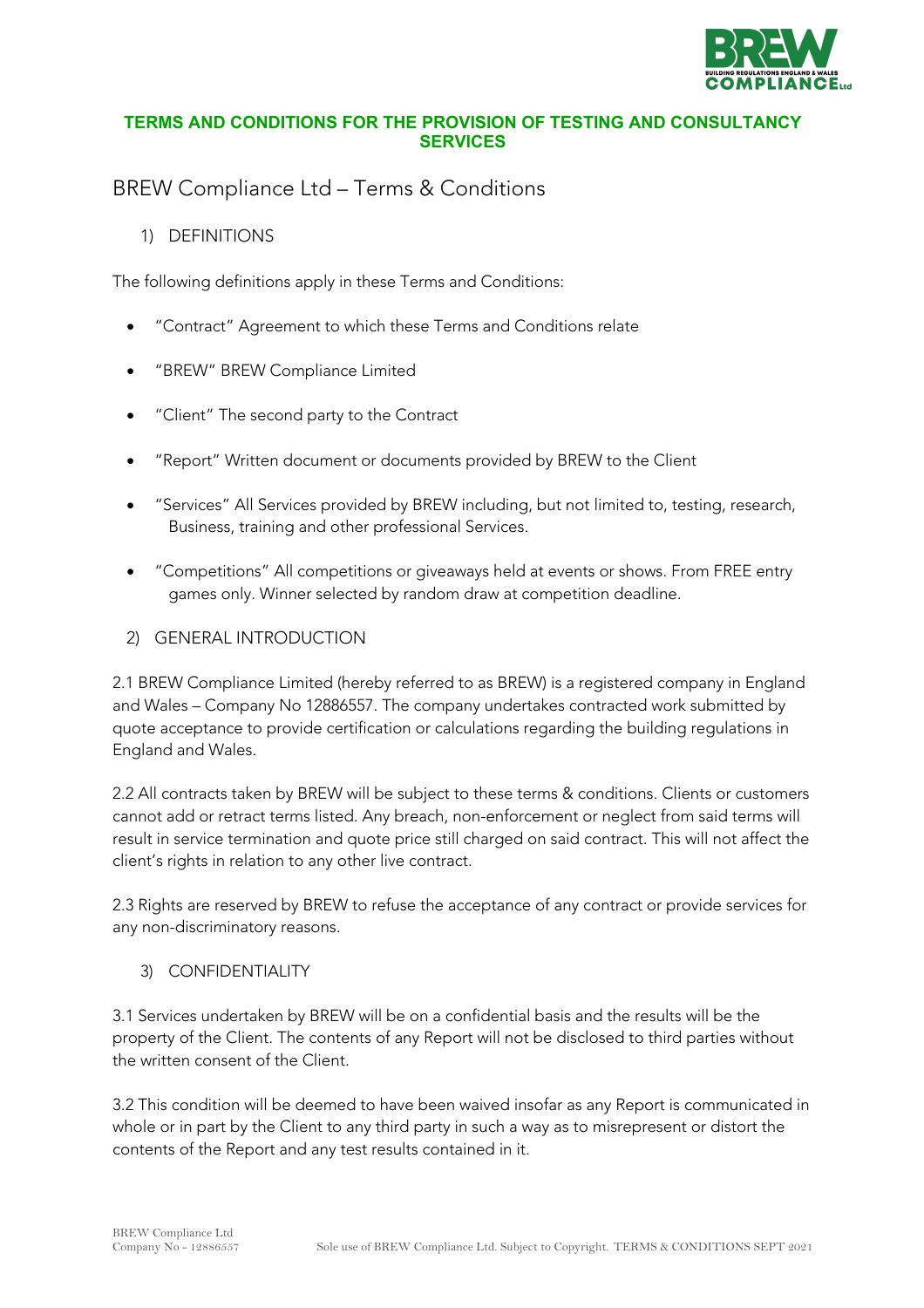**TERMS AND CONDITIONS FOR THE PROVISION OF TESTING AND CONSULTANCY SERVICES**

# BREW Compliance Ltd – Terms & Conditions

## 1) DEFINITIONS

The following definitions apply in these Terms and Conditions:

- "Contract" Agreement to which these Terms and Conditions relate
- "BREW" BREW Compliance Limited
- "Client" The second party to the Contract
- "Report" Written document or documents provided by BREW to the Client
- "Services" All Services provided by BREW including, but not limited to, testing, research, Business, training and other professional Services.
- "Competitions" All competitions or giveaways held at events or shows. From FREE entry games only. Winner selected by random draw at competition deadline.

## 2) GENERAL INTRODUCTION

2.1 BREW Compliance Limited (hereby referred to as BREW) is a registered company in England and Wales – Company No 12886557. The company undertakes contracted work submitted by quote acceptance to provide certification or calculations regarding the building regulations in England and Wales.

2.2 All contracts taken by BREW will be subject to these terms & conditions. Clients or customers cannot add or retract terms listed. Any breach, non-enforcement or neglect from said terms will result in service termination and quote price still charged on said contract. This will not affect the client's rights in relation to any other live contract.

2.3 Rights are reserved by BREW to refuse the acceptance of any contract or provide services for any non-discriminatory reasons.

## 3) CONFIDENTIALITY

3.1 Services undertaken by BREW will be on a confidential basis and the results will be the property of the Client. The contents of any Report will not be disclosed to third parties without the written consent of the Client.

3.2 This condition will be deemed to have been waived insofar as any Report is communicated in whole or in part by the Client to any third party in such a way as to misrepresent or distort the contents of the Report and any test results contained in it.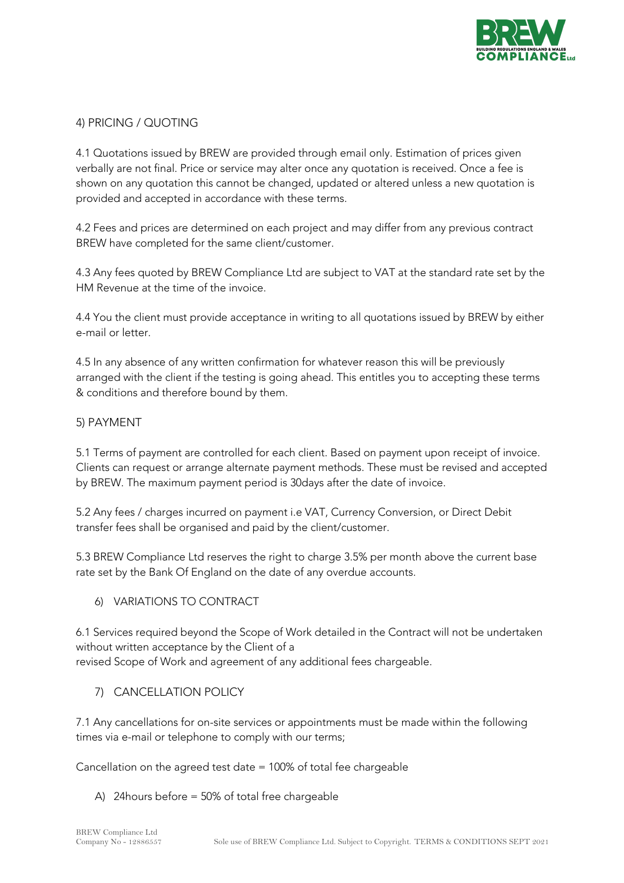## 4) PRICING / QUOTING

4.1 Quotations issued by BREW are provided through email only. Estimation of prices given verbally are not final. Price or service may alter once any quotation is received. Once a fee is shown on any quotation this cannot be changed, updated or altered unless a new quotation is provided and accepted in accordance with these terms.

4.2 Fees and prices are determined on each project and may differ from any previous contract BREW have completed for the same client/customer.

4.3 Any fees quoted by BREW Compliance Ltd are subject to VAT at the standard rate set by the HM Revenue at the time of the invoice.

4.4 You the client must provide acceptance in writing to all quotations issued by BREW by either e-mail or letter.

4.5 In any absence of any written confirmation for whatever reason this will be previously arranged with the client if the testing is going ahead. This entitles you to accepting these terms & conditions and therefore bound by them.

## 5) PAYMENT

5.1 Terms of payment are controlled for each client. Based on payment upon receipt of invoice. Clients can request or arrange alternate payment methods. These must be revised and accepted by BREW. The maximum payment period is 30days after the date of invoice.

5.2 Any fees / charges incurred on payment i.e VAT, Currency Conversion, or Direct Debit transfer fees shall be organised and paid by the client/customer.

5.3 BREW Compliance Ltd reserves the right to charge 3.5% per month above the current base rate set by the Bank Of England on the date of any overdue accounts.

## 6) VARIATIONS TO CONTRACT

6.1 Services required beyond the Scope of Work detailed in the Contract will not be undertaken without written acceptance by the Client of a
revised Scope of Work and agreement of any additional fees chargeable.

## 7) CANCELLATION POLICY

7.1 Any cancellations for on-site services or appointments must be made within the following times via e-mail or telephone to comply with our terms;

Cancellation on the agreed test date = 100% of total fee chargeable

A) 24hours before = 50% of total free chargeable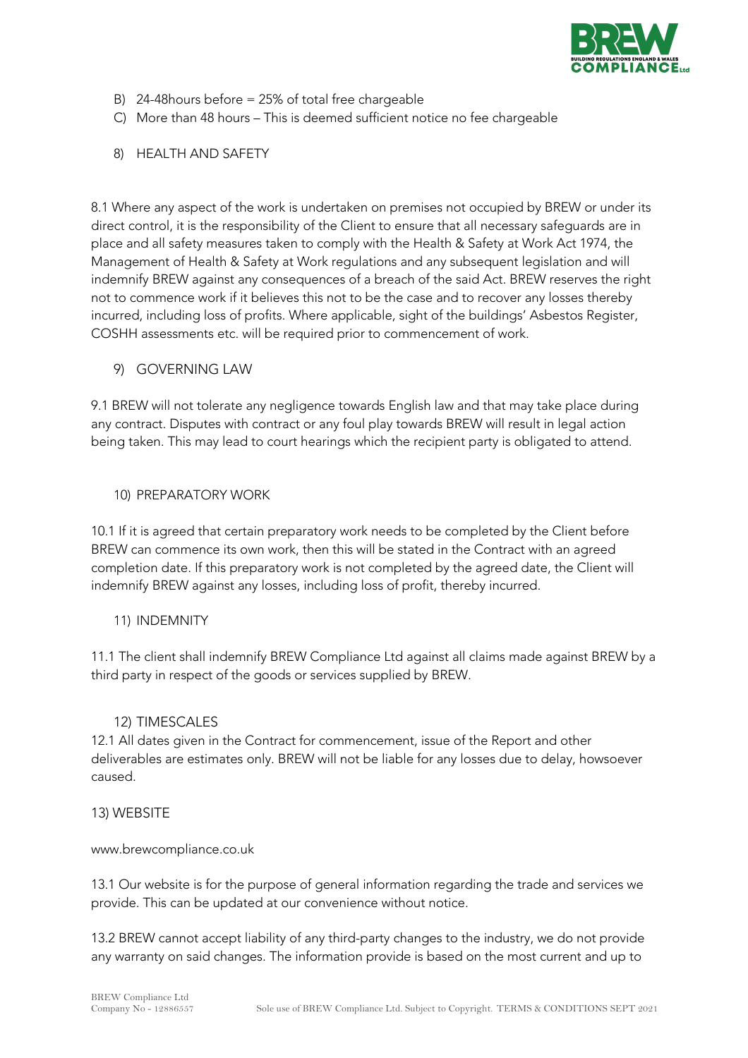B) 24-48hours before = 25% of total free chargeable
C) More than 48 hours – This is deemed sufficient notice no fee chargeable

8) HEALTH AND SAFETY

8.1 Where any aspect of the work is undertaken on premises not occupied by BREW or under its direct control, it is the responsibility of the Client to ensure that all necessary safeguards are in place and all safety measures taken to comply with the Health & Safety at Work Act 1974, the Management of Health & Safety at Work regulations and any subsequent legislation and will indemnify BREW against any consequences of a breach of the said Act. BREW reserves the right not to commence work if it believes this not to be the case and to recover any losses thereby incurred, including loss of profits. Where applicable, sight of the buildings' Asbestos Register, COSHH assessments etc. will be required prior to commencement of work.

9) GOVERNING LAW

9.1 BREW will not tolerate any negligence towards English law and that may take place during any contract. Disputes with contract or any foul play towards BREW will result in legal action being taken. This may lead to court hearings which the recipient party is obligated to attend.

10) PREPARATORY WORK

10.1 If it is agreed that certain preparatory work needs to be completed by the Client before BREW can commence its own work, then this will be stated in the Contract with an agreed completion date. If this preparatory work is not completed by the agreed date, the Client will indemnify BREW against any losses, including loss of profit, thereby incurred.

11) INDEMNITY

11.1 The client shall indemnify BREW Compliance Ltd against all claims made against BREW by a third party in respect of the goods or services supplied by BREW.

12) TIMESCALES

12.1 All dates given in the Contract for commencement, issue of the Report and other deliverables are estimates only. BREW will not be liable for any losses due to delay, howsoever caused.

13) WEBSITE

www.brewcompliance.co.uk

13.1 Our website is for the purpose of general information regarding the trade and services we provide. This can be updated at our convenience without notice.

13.2 BREW cannot accept liability of any third-party changes to the industry, we do not provide any warranty on said changes. The information provide is based on the most current and up to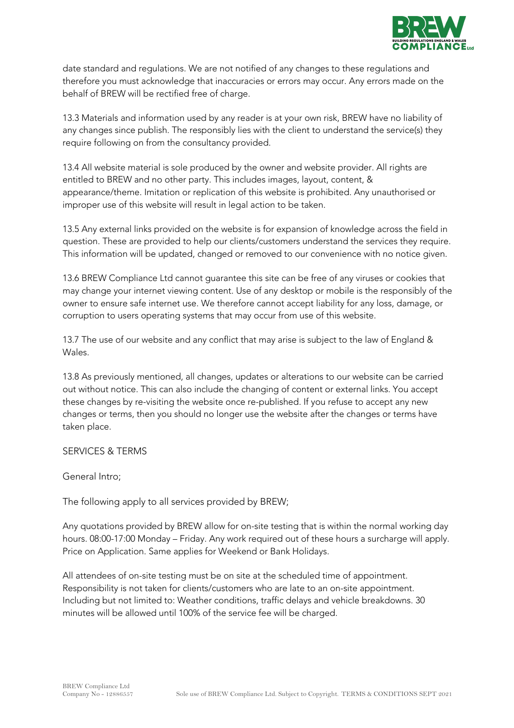date standard and regulations. We are not notified of any changes to these regulations and therefore you must acknowledge that inaccuracies or errors may occur. Any errors made on the behalf of BREW will be rectified free of charge.

13.3 Materials and information used by any reader is at your own risk, BREW have no liability of any changes since publish. The responsibly lies with the client to understand the service(s) they require following on from the consultancy provided.

13.4 All website material is sole produced by the owner and website provider. All rights are entitled to BREW and no other party. This includes images, layout, content, & appearance/theme. Imitation or replication of this website is prohibited. Any unauthorised or improper use of this website will result in legal action to be taken.

13.5 Any external links provided on the website is for expansion of knowledge across the field in question. These are provided to help our clients/customers understand the services they require. This information will be updated, changed or removed to our convenience with no notice given.

13.6 BREW Compliance Ltd cannot guarantee this site can be free of any viruses or cookies that may change your internet viewing content. Use of any desktop or mobile is the responsibly of the owner to ensure safe internet use. We therefore cannot accept liability for any loss, damage, or corruption to users operating systems that may occur from use of this website.

13.7 The use of our website and any conflict that may arise is subject to the law of England & Wales.

13.8 As previously mentioned, all changes, updates or alterations to our website can be carried out without notice. This can also include the changing of content or external links. You accept these changes by re-visiting the website once re-published. If you refuse to accept any new changes or terms, then you should no longer use the website after the changes or terms have taken place.

SERVICES & TERMS

General Intro;

The following apply to all services provided by BREW;

Any quotations provided by BREW allow for on-site testing that is within the normal working day hours. 08:00-17:00 Monday – Friday. Any work required out of these hours a surcharge will apply. Price on Application. Same applies for Weekend or Bank Holidays.

All attendees of on-site testing must be on site at the scheduled time of appointment. Responsibility is not taken for clients/customers who are late to an on-site appointment. Including but not limited to: Weather conditions, traffic delays and vehicle breakdowns. 30 minutes will be allowed until 100% of the service fee will be charged.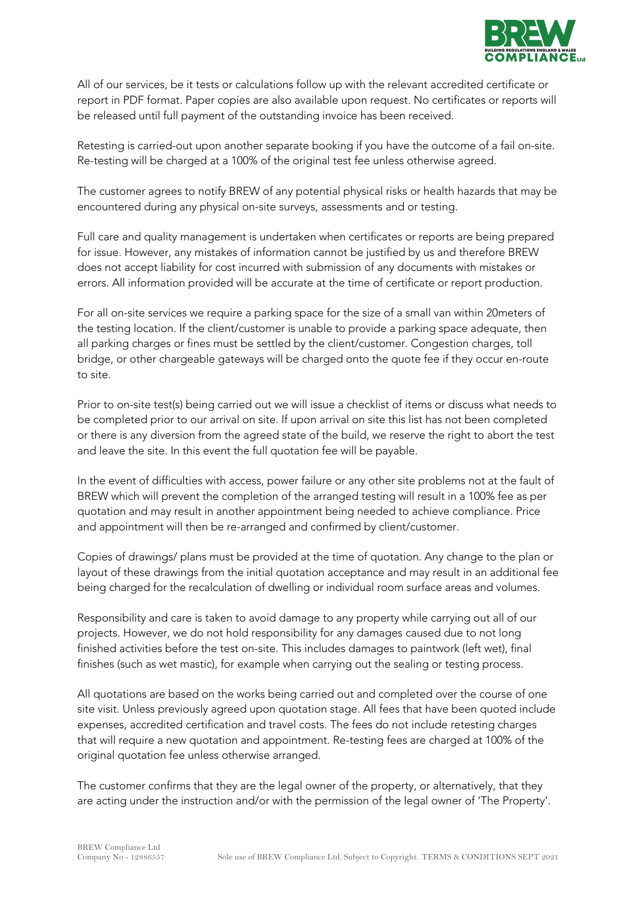All of our services, be it tests or calculations follow up with the relevant accredited certificate or report in PDF format. Paper copies are also available upon request. No certificates or reports will be released until full payment of the outstanding invoice has been received.

Retesting is carried-out upon another separate booking if you have the outcome of a fail on-site. Re-testing will be charged at a 100% of the original test fee unless otherwise agreed.

The customer agrees to notify BREW of any potential physical risks or health hazards that may be encountered during any physical on-site surveys, assessments and or testing.

Full care and quality management is undertaken when certificates or reports are being prepared for issue. However, any mistakes of information cannot be justified by us and therefore BREW does not accept liability for cost incurred with submission of any documents with mistakes or errors. All information provided will be accurate at the time of certificate or report production.

For all on-site services we require a parking space for the size of a small van within 20meters of the testing location. If the client/customer is unable to provide a parking space adequate, then all parking charges or fines must be settled by the client/customer. Congestion charges, toll bridge, or other chargeable gateways will be charged onto the quote fee if they occur en-route to site.

Prior to on-site test(s) being carried out we will issue a checklist of items or discuss what needs to be completed prior to our arrival on site. If upon arrival on site this list has not been completed or there is any diversion from the agreed state of the build, we reserve the right to abort the test and leave the site. In this event the full quotation fee will be payable.

In the event of difficulties with access, power failure or any other site problems not at the fault of BREW which will prevent the completion of the arranged testing will result in a 100% fee as per quotation and may result in another appointment being needed to achieve compliance. Price and appointment will then be re-arranged and confirmed by client/customer.

Copies of drawings/ plans must be provided at the time of quotation. Any change to the plan or layout of these drawings from the initial quotation acceptance and may result in an additional fee being charged for the recalculation of dwelling or individual room surface areas and volumes.

Responsibility and care is taken to avoid damage to any property while carrying out all of our projects. However, we do not hold responsibility for any damages caused due to not long finished activities before the test on-site. This includes damages to paintwork (left wet), final finishes (such as wet mastic), for example when carrying out the sealing or testing process.

All quotations are based on the works being carried out and completed over the course of one site visit. Unless previously agreed upon quotation stage. All fees that have been quoted include expenses, accredited certification and travel costs. The fees do not include retesting charges that will require a new quotation and appointment. Re-testing fees are charged at 100% of the original quotation fee unless otherwise arranged.

The customer confirms that they are the legal owner of the property, or alternatively, that they are acting under the instruction and/or with the permission of the legal owner of 'The Property'.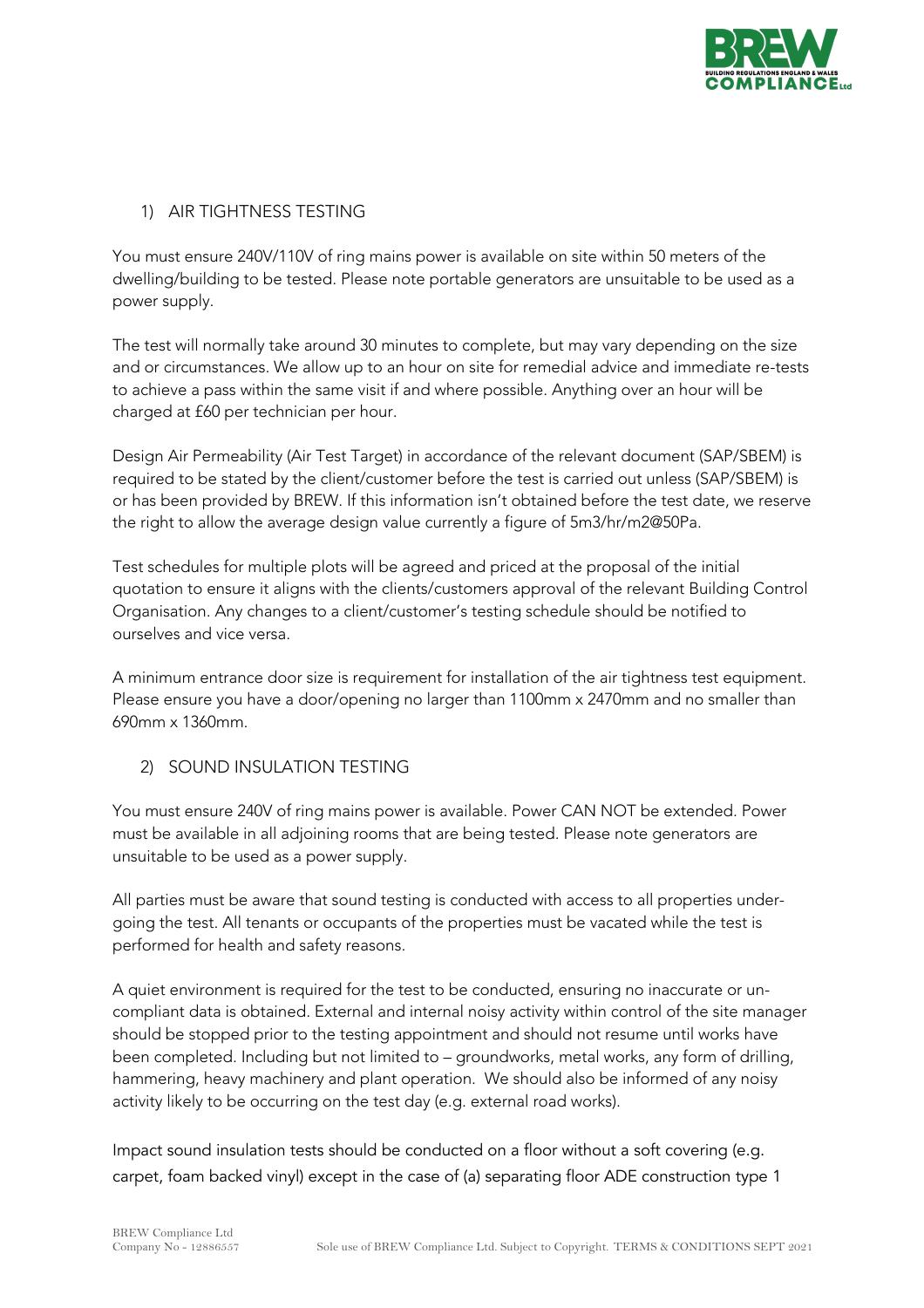## 1) AIR TIGHTNESS TESTING

You must ensure 240V/110V of ring mains power is available on site within 50 meters of the dwelling/building to be tested. Please note portable generators are unsuitable to be used as a power supply.

The test will normally take around 30 minutes to complete, but may vary depending on the size and or circumstances. We allow up to an hour on site for remedial advice and immediate re-tests to achieve a pass within the same visit if and where possible. Anything over an hour will be charged at £60 per technician per hour.

Design Air Permeability (Air Test Target) in accordance of the relevant document (SAP/SBEM) is required to be stated by the client/customer before the test is carried out unless (SAP/SBEM) is or has been provided by BREW. If this information isn't obtained before the test date, we reserve the right to allow the average design value currently a figure of 5m3/hr/m2@50Pa.

Test schedules for multiple plots will be agreed and priced at the proposal of the initial quotation to ensure it aligns with the clients/customers approval of the relevant Building Control Organisation. Any changes to a client/customer's testing schedule should be notified to ourselves and vice versa.

A minimum entrance door size is requirement for installation of the air tightness test equipment. Please ensure you have a door/opening no larger than 1100mm x 2470mm and no smaller than 690mm x 1360mm.

## 2) SOUND INSULATION TESTING

You must ensure 240V of ring mains power is available. Power CAN NOT be extended. Power must be available in all adjoining rooms that are being tested. Please note generators are unsuitable to be used as a power supply.

All parties must be aware that sound testing is conducted with access to all properties under-going the test. All tenants or occupants of the properties must be vacated while the test is performed for health and safety reasons.

A quiet environment is required for the test to be conducted, ensuring no inaccurate or un-compliant data is obtained. External and internal noisy activity within control of the site manager should be stopped prior to the testing appointment and should not resume until works have been completed. Including but not limited to – groundworks, metal works, any form of drilling, hammering, heavy machinery and plant operation. We should also be informed of any noisy activity likely to be occurring on the test day (e.g. external road works).

Impact sound insulation tests should be conducted on a floor without a soft covering (e.g. carpet, foam backed vinyl) except in the case of (a) separating floor ADE construction type 1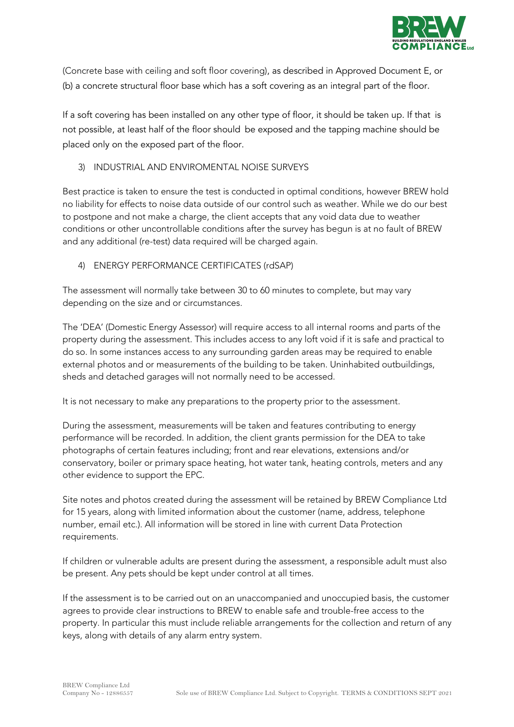(Concrete base with ceiling and soft floor covering), as described in Approved Document E, or (b) a concrete structural floor base which has a soft covering as an integral part of the floor.

If a soft covering has been installed on any other type of floor, it should be taken up. If that is not possible, at least half of the floor should be exposed and the tapping machine should be placed only on the exposed part of the floor.

3) INDUSTRIAL AND ENVIROMENTAL NOISE SURVEYS

Best practice is taken to ensure the test is conducted in optimal conditions, however BREW hold no liability for effects to noise data outside of our control such as weather. While we do our best to postpone and not make a charge, the client accepts that any void data due to weather conditions or other uncontrollable conditions after the survey has begun is at no fault of BREW and any additional (re-test) data required will be charged again.

4) ENERGY PERFORMANCE CERTIFICATES (rdSAP)

The assessment will normally take between 30 to 60 minutes to complete, but may vary depending on the size and or circumstances.

The 'DEA' (Domestic Energy Assessor) will require access to all internal rooms and parts of the property during the assessment. This includes access to any loft void if it is safe and practical to do so. In some instances access to any surrounding garden areas may be required to enable external photos and or measurements of the building to be taken. Uninhabited outbuildings, sheds and detached garages will not normally need to be accessed.

It is not necessary to make any preparations to the property prior to the assessment.

During the assessment, measurements will be taken and features contributing to energy performance will be recorded. In addition, the client grants permission for the DEA to take photographs of certain features including; front and rear elevations, extensions and/or conservatory, boiler or primary space heating, hot water tank, heating controls, meters and any other evidence to support the EPC.

Site notes and photos created during the assessment will be retained by BREW Compliance Ltd for 15 years, along with limited information about the customer (name, address, telephone number, email etc.). All information will be stored in line with current Data Protection requirements.

If children or vulnerable adults are present during the assessment, a responsible adult must also be present. Any pets should be kept under control at all times.

If the assessment is to be carried out on an unaccompanied and unoccupied basis, the customer agrees to provide clear instructions to BREW to enable safe and trouble-free access to the property. In particular this must include reliable arrangements for the collection and return of any keys, along with details of any alarm entry system.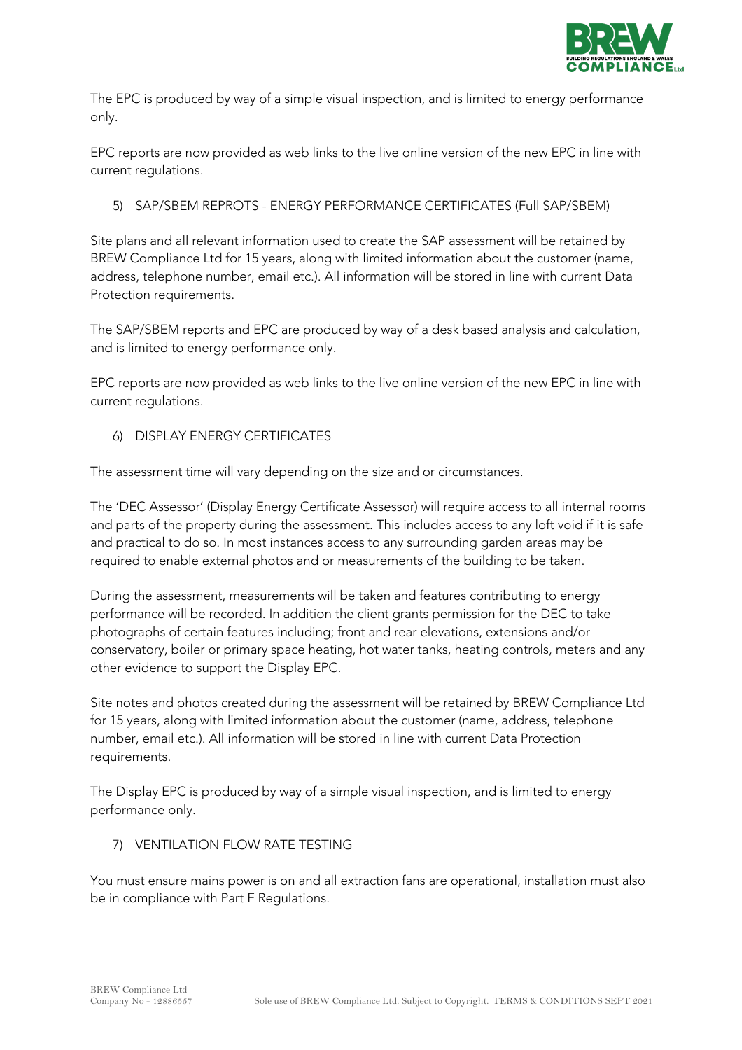The EPC is produced by way of a simple visual inspection, and is limited to energy performance only.

EPC reports are now provided as web links to the live online version of the new EPC in line with current regulations.

5) SAP/SBEM REPROTS - ENERGY PERFORMANCE CERTIFICATES (Full SAP/SBEM)

Site plans and all relevant information used to create the SAP assessment will be retained by BREW Compliance Ltd for 15 years, along with limited information about the customer (name, address, telephone number, email etc.). All information will be stored in line with current Data Protection requirements.

The SAP/SBEM reports and EPC are produced by way of a desk based analysis and calculation, and is limited to energy performance only.

EPC reports are now provided as web links to the live online version of the new EPC in line with current regulations.

6) DISPLAY ENERGY CERTIFICATES

The assessment time will vary depending on the size and or circumstances.

The 'DEC Assessor' (Display Energy Certificate Assessor) will require access to all internal rooms and parts of the property during the assessment. This includes access to any loft void if it is safe and practical to do so. In most instances access to any surrounding garden areas may be required to enable external photos and or measurements of the building to be taken.

During the assessment, measurements will be taken and features contributing to energy performance will be recorded. In addition the client grants permission for the DEC to take photographs of certain features including; front and rear elevations, extensions and/or conservatory, boiler or primary space heating, hot water tanks, heating controls, meters and any other evidence to support the Display EPC.

Site notes and photos created during the assessment will be retained by BREW Compliance Ltd for 15 years, along with limited information about the customer (name, address, telephone number, email etc.). All information will be stored in line with current Data Protection requirements.

The Display EPC is produced by way of a simple visual inspection, and is limited to energy performance only.

7) VENTILATION FLOW RATE TESTING

You must ensure mains power is on and all extraction fans are operational, installation must also be in compliance with Part F Regulations.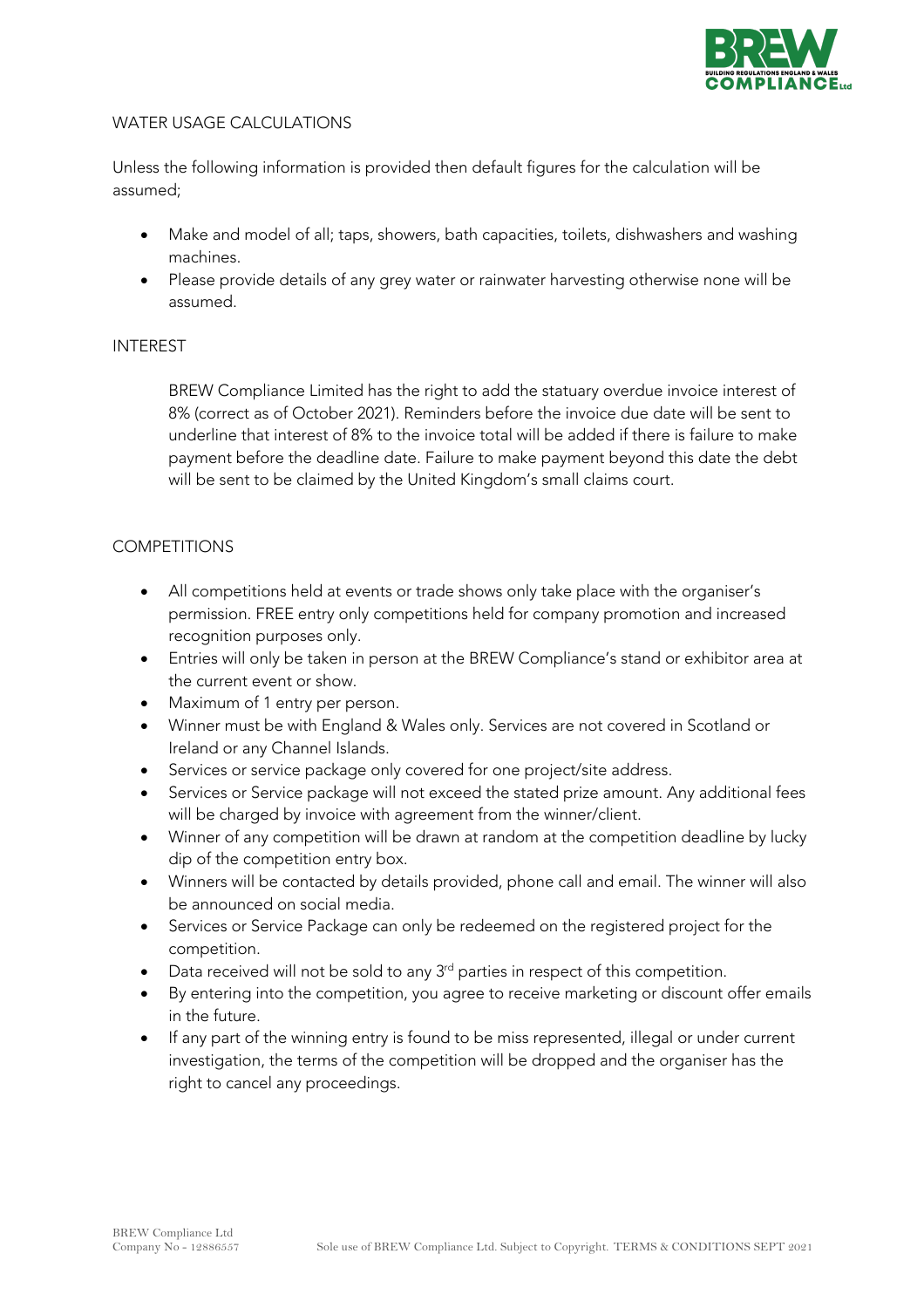## WATER USAGE CALCULATIONS

Unless the following information is provided then default figures for the calculation will be assumed;

- Make and model of all; taps, showers, bath capacities, toilets, dishwashers and washing machines.
- Please provide details of any grey water or rainwater harvesting otherwise none will be assumed.

## INTEREST

BREW Compliance Limited has the right to add the statuary overdue invoice interest of 8% (correct as of October 2021). Reminders before the invoice due date will be sent to underline that interest of 8% to the invoice total will be added if there is failure to make payment before the deadline date. Failure to make payment beyond this date the debt will be sent to be claimed by the United Kingdom's small claims court.

## COMPETITIONS

- All competitions held at events or trade shows only take place with the organiser's permission. FREE entry only competitions held for company promotion and increased recognition purposes only.
- Entries will only be taken in person at the BREW Compliance's stand or exhibitor area at the current event or show.
- Maximum of 1 entry per person.
- Winner must be with England & Wales only. Services are not covered in Scotland or Ireland or any Channel Islands.
- Services or service package only covered for one project/site address.
- Services or Service package will not exceed the stated prize amount. Any additional fees will be charged by invoice with agreement from the winner/client.
- Winner of any competition will be drawn at random at the competition deadline by lucky dip of the competition entry box.
- Winners will be contacted by details provided, phone call and email. The winner will also be announced on social media.
- Services or Service Package can only be redeemed on the registered project for the competition.
- Data received will not be sold to any 3rd parties in respect of this competition.
- By entering into the competition, you agree to receive marketing or discount offer emails in the future.
- If any part of the winning entry is found to be miss represented, illegal or under current investigation, the terms of the competition will be dropped and the organiser has the right to cancel any proceedings.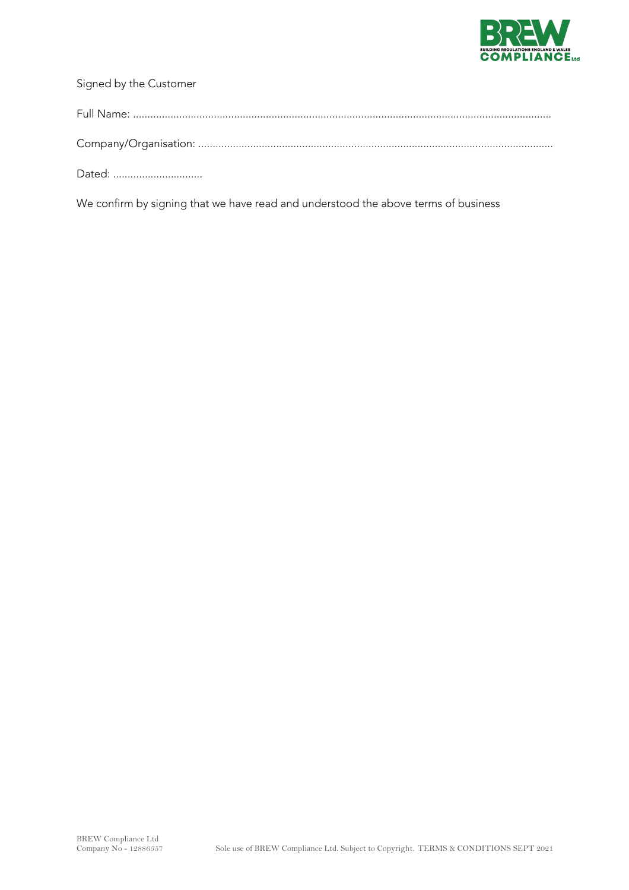Signed by the Customer

Full Name: ................................................................................................................................................

Company/Organisation: ..........................................................................................................................

Dated: ...............................

We confirm by signing that we have read and understood the above terms of business